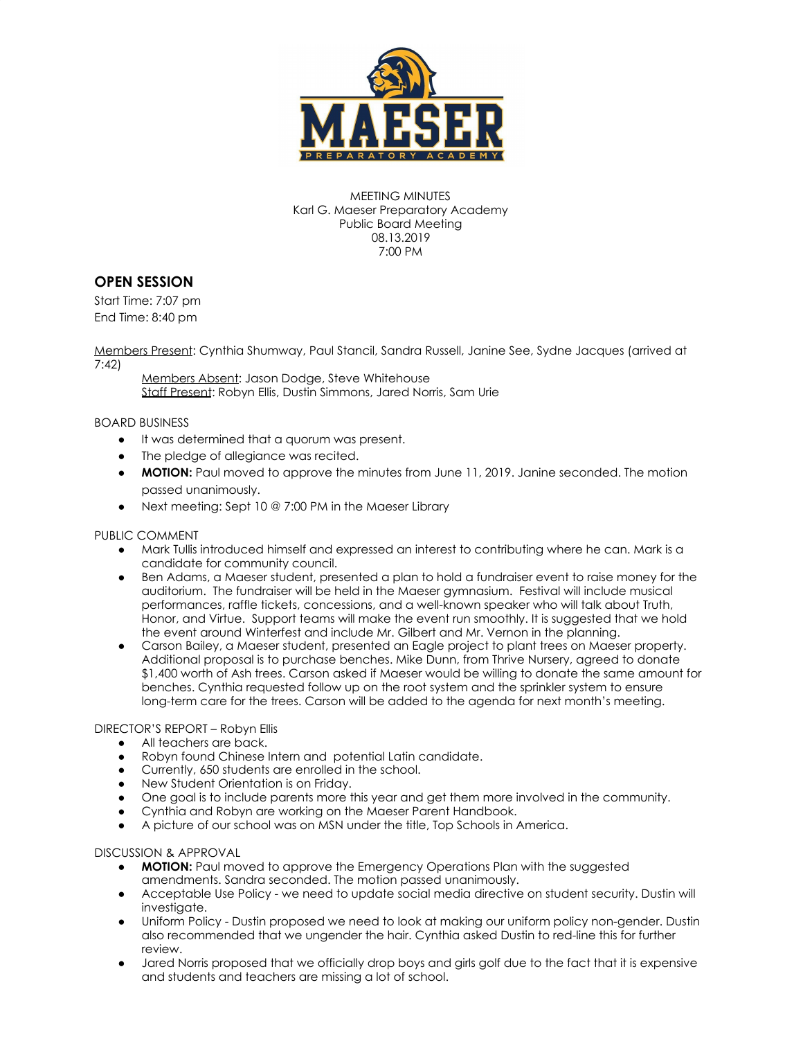MEETING MINUTES
Karl G. Maeser Preparatory Academy
Public Board Meeting
08.13.2019
7:00 PM

## OPEN SESSION

Start Time: 7:07 pm
End Time: 8:40 pm

Members Present: Cynthia Shumway, Paul Stancil, Sandra Russell, Janine See, Sydne Jacques (arrived at 7:42)

Members Absent: Jason Dodge, Steve Whitehouse
Staff Present: Robyn Ellis, Dustin Simmons, Jared Norris, Sam Urie

BOARD BUSINESS

- It was determined that a quorum was present.
- The pledge of allegiance was recited.
- **MOTION:** Paul moved to approve the minutes from June 11, 2019. Janine seconded. The motion passed unanimously.
- Next meeting: Sept 10 @ 7:00 PM in the Maeser Library

PUBLIC COMMENT

- Mark Tullis introduced himself and expressed an interest to contributing where he can. Mark is a candidate for community council.
- Ben Adams, a Maeser student, presented a plan to hold a fundraiser event to raise money for the auditorium. The fundraiser will be held in the Maeser gymnasium. Festival will include musical performances, raffle tickets, concessions, and a well-known speaker who will talk about Truth, Honor, and Virtue. Support teams will make the event run smoothly. It is suggested that we hold the event around Winterfest and include Mr. Gilbert and Mr. Vernon in the planning.
- Carson Bailey, a Maeser student, presented an Eagle project to plant trees on Maeser property. Additional proposal is to purchase benches. Mike Dunn, from Thrive Nursery, agreed to donate $1,400 worth of Ash trees. Carson asked if Maeser would be willing to donate the same amount for benches. Cynthia requested follow up on the root system and the sprinkler system to ensure long-term care for the trees. Carson will be added to the agenda for next month's meeting.

DIRECTOR'S REPORT – Robyn Ellis

- All teachers are back.
- Robyn found Chinese Intern and potential Latin candidate.
- Currently, 650 students are enrolled in the school.
- New Student Orientation is on Friday.
- One goal is to include parents more this year and get them more involved in the community.
- Cynthia and Robyn are working on the Maeser Parent Handbook.
- A picture of our school was on MSN under the title, Top Schools in America.

DISCUSSION & APPROVAL

- **MOTION:** Paul moved to approve the Emergency Operations Plan with the suggested amendments. Sandra seconded. The motion passed unanimously.
- Acceptable Use Policy - we need to update social media directive on student security. Dustin will investigate.
- Uniform Policy - Dustin proposed we need to look at making our uniform policy non-gender. Dustin also recommended that we ungender the hair. Cynthia asked Dustin to red-line this for further review.
- Jared Norris proposed that we officially drop boys and girls golf due to the fact that it is expensive and students and teachers are missing a lot of school.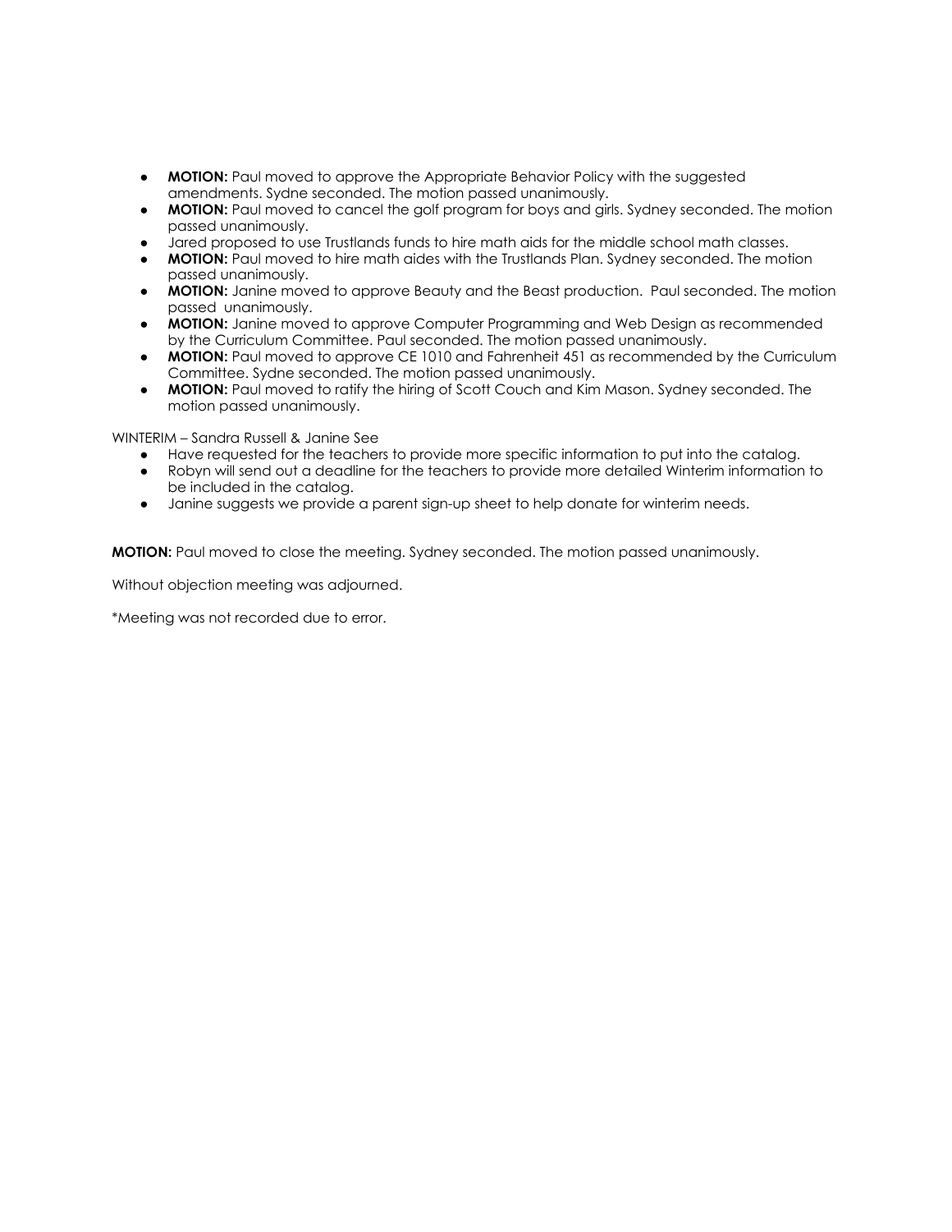- **MOTION:** Paul moved to approve the Appropriate Behavior Policy with the suggested amendments. Sydne seconded. The motion passed unanimously.
- **MOTION:** Paul moved to cancel the golf program for boys and girls. Sydney seconded. The motion passed unanimously.
- Jared proposed to use Trustlands funds to hire math aids for the middle school math classes.
- **MOTION:** Paul moved to hire math aides with the Trustlands Plan. Sydney seconded. The motion passed unanimously.
- **MOTION:** Janine moved to approve Beauty and the Beast production. Paul seconded. The motion passed unanimously.
- **MOTION:** Janine moved to approve Computer Programming and Web Design as recommended by the Curriculum Committee. Paul seconded. The motion passed unanimously.
- **MOTION:** Paul moved to approve CE 1010 and Fahrenheit 451 as recommended by the Curriculum Committee. Sydne seconded. The motion passed unanimously.
- **MOTION:** Paul moved to ratify the hiring of Scott Couch and Kim Mason. Sydney seconded. The motion passed unanimously.

WINTERIM – Sandra Russell & Janine See

- Have requested for the teachers to provide more specific information to put into the catalog.
- Robyn will send out a deadline for the teachers to provide more detailed Winterim information to be included in the catalog.
- Janine suggests we provide a parent sign-up sheet to help donate for winterim needs.

**MOTION:** Paul moved to close the meeting. Sydney seconded. The motion passed unanimously.

Without objection meeting was adjourned.

*Meeting was not recorded due to error.